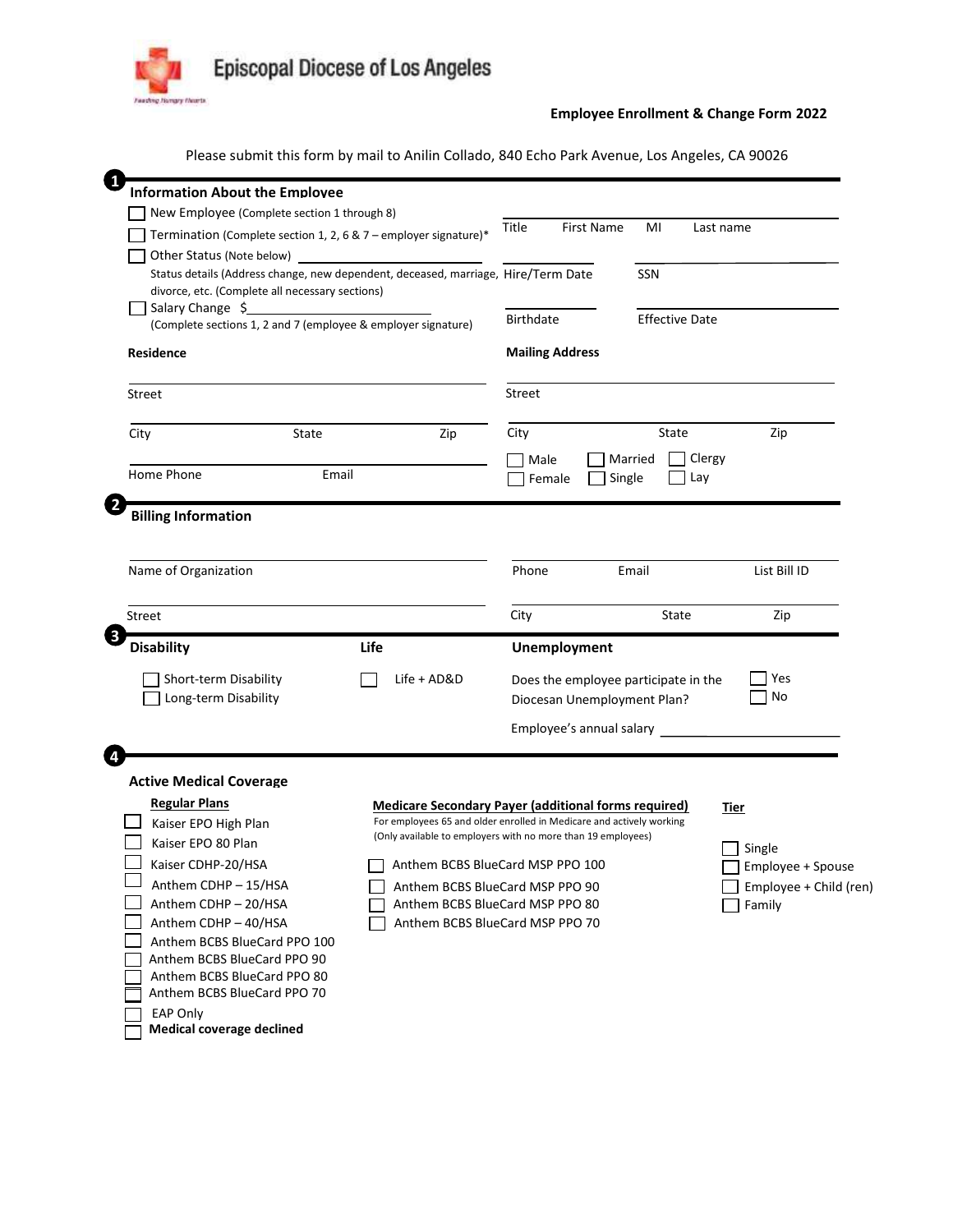Episcopal Diocese of Los Angeles

Feeding Hungry Hearts

**Employee Enrollment & Change Form 2022**

Please submit this form by mail to Anilin Collado, 840 Echo Park Avenue, Los Angeles, CA 90026

## 1 Information About the Employee

- ☐ New Employee (Complete section 1 through 8)
- ☐ Termination (Complete section 1, 2, 6 & 7 – employer signature)*
- ☐ Other Status (Note below) ____________________
  Status details (Address change, new dependent, deceased, marriage, divorce, etc. (Complete all necessary sections)
- ☐ Salary Change $____________________
  (Complete sections 1, 2 and 7 (employee & employer signature)

Title | First Name | MI | Last name

Hire/Term Date | SSN

Birthdate | Effective Date

**Residence**

Street

City | State | Zip

Home Phone | Email

**Mailing Address**

Street

City | State | Zip

☐ Male ☐ Female

☐ Married ☐ Single

☐ Clergy ☐ Lay

## 2 Billing Information

Name of Organization

Phone | Email | List Bill ID

Street

City | State | Zip

## 3

**Disability**

- ☐ Short-term Disability
- ☐ Long-term Disability

**Life**

- ☐ Life + AD&D

**Unemployment**

Does the employee participate in the Diocesan Unemployment Plan? ☐ Yes ☐ No

Employee's annual salary ____________________

## 4

**Active Medical Coverage**

**Regular Plans**

- ☐ Kaiser EPO High Plan
- ☐ Kaiser EPO 80 Plan
- ☐ Kaiser CDHP-20/HSA
- ☐ Anthem CDHP – 15/HSA
- ☐ Anthem CDHP – 20/HSA
- ☐ Anthem CDHP – 40/HSA
- ☐ Anthem BCBS BlueCard PPO 100
- ☐ Anthem BCBS BlueCard PPO 90
- ☐ Anthem BCBS BlueCard PPO 80
- ☐ Anthem BCBS BlueCard PPO 70
- ☐ EAP Only
- ☐ **Medical coverage declined**

**Medicare Secondary Payer (additional forms required)**

For employees 65 and older enrolled in Medicare and actively working (Only available to employers with no more than 19 employees)

- ☐ Anthem BCBS BlueCard MSP PPO 100
- ☐ Anthem BCBS BlueCard MSP PPO 90
- ☐ Anthem BCBS BlueCard MSP PPO 80
- ☐ Anthem BCBS BlueCard MSP PPO 70

**Tier**

- ☐ Single
- ☐ Employee + Spouse
- ☐ Employee + Child (ren)
- ☐ Family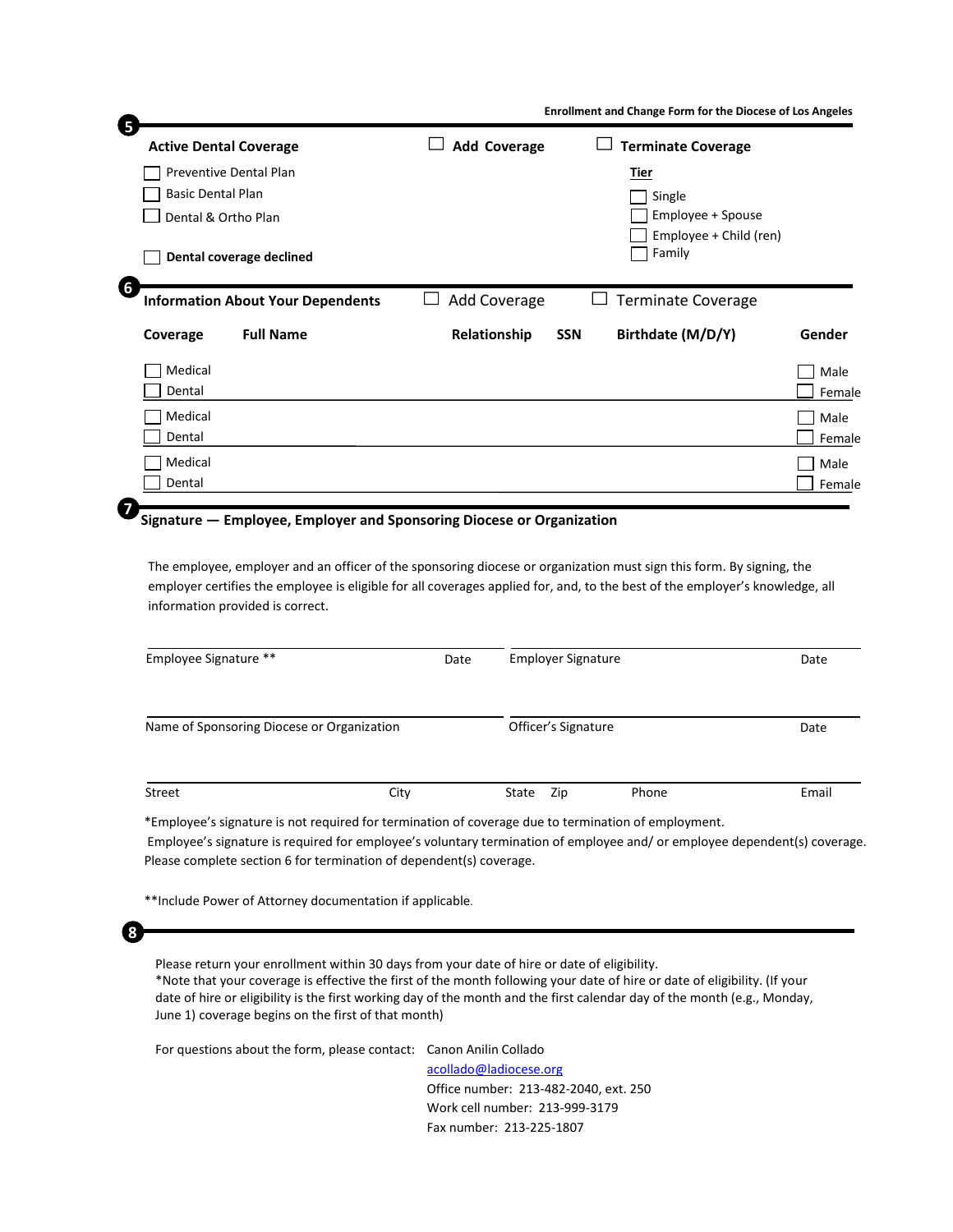Enrollment and Change Form for the Diocese of Los Angeles

## 5

**Active Dental Coverage** ☐ **Add Coverage** ☐ **Terminate Coverage**

☐ Preventive Dental Plan
☐ Basic Dental Plan
☐ Dental & Ortho Plan

☐ **Dental coverage declined**

**Tier**

☐ Single
☐ Employee + Spouse
☐ Employee + Child (ren)
☐ Family

## 6

**Information About Your Dependents** ☐ Add Coverage ☐ Terminate Coverage

| Coverage | Full Name | Relationship | SSN | Birthdate (M/D/Y) | Gender |
|---|---|---|---|---|---|
| ☐ Medical ☐ Dental | | | | | ☐ Male ☐ Female |
| ☐ Medical ☐ Dental | | | | | ☐ Male ☐ Female |
| ☐ Medical ☐ Dental | | | | | ☐ Male ☐ Female |

## 7

**Signature — Employee, Employer and Sponsoring Diocese or Organization**

The employee, employer and an officer of the sponsoring diocese or organization must sign this form. By signing, the employer certifies the employee is eligible for all coverages applied for, and, to the best of the employer's knowledge, all information provided is correct.

Employee Signature ** ______ Date ______ Employer Signature ______ Date ______

Name of Sponsoring Diocese or Organization ______ Officer's Signature ______ Date ______

Street ______ City ______ State ______ Zip ______ Phone ______ Email ______

*Employee's signature is not required for termination of coverage due to termination of employment.
Employee's signature is required for employee's voluntary termination of employee and/ or employee dependent(s) coverage. Please complete section 6 for termination of dependent(s) coverage.

**Include Power of Attorney documentation if applicable.

## 8

Please return your enrollment within 30 days from your date of hire or date of eligibility.
*Note that your coverage is effective the first of the month following your date of hire or date of eligibility. (If your date of hire or eligibility is the first working day of the month and the first calendar day of the month (e.g., Monday, June 1) coverage begins on the first of that month)

For questions about the form, please contact: Canon Anilin Collado
acollado@ladiocese.org
Office number: 213-482-2040, ext. 250
Work cell number: 213-999-3179
Fax number: 213-225-1807